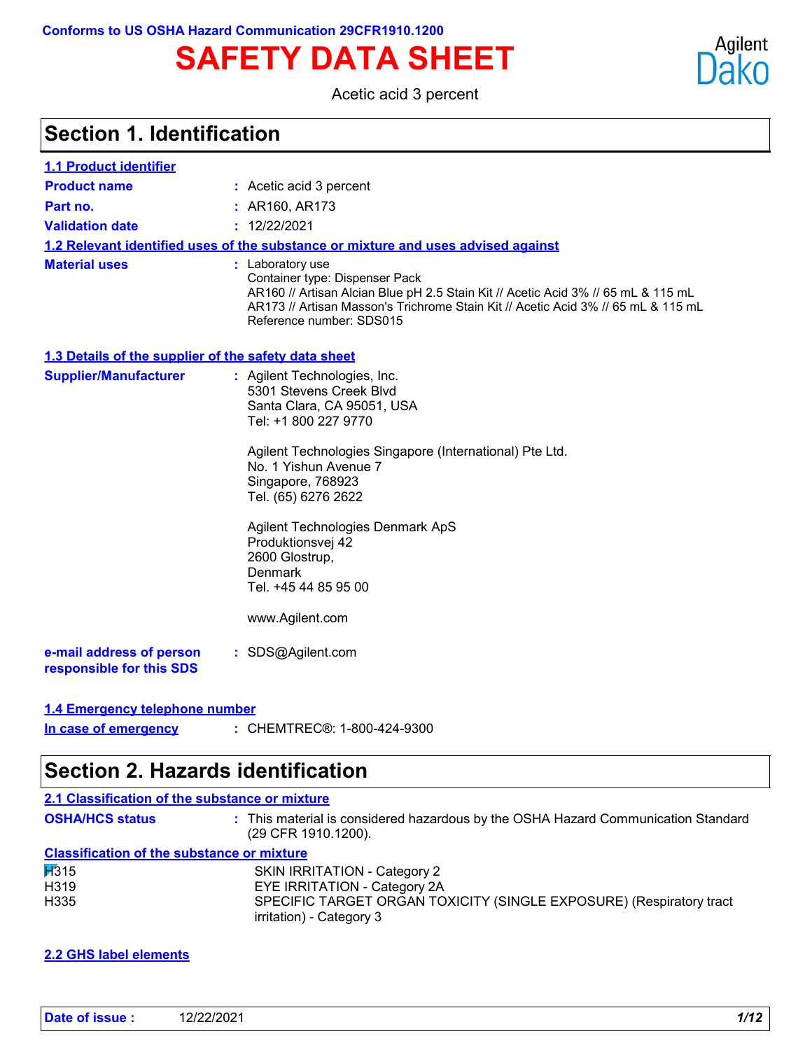**Conforms to US OSHA Hazard Communication 29CFR1910.1200**

# SAFETY DATA SHEET

Acetic acid 3 percent

## Section 1. Identification

### 1.1 Product identifier

**Product name** : Acetic acid 3 percent

**Part no.** : AR160, AR173

**Validation date** : 12/22/2021

### 1.2 Relevant identified uses of the substance or mixture and uses advised against

**Material uses** : Laboratory use
Container type: Dispenser Pack
AR160 // Artisan Alcian Blue pH 2.5 Stain Kit // Acetic Acid 3% // 65 mL & 115 mL
AR173 // Artisan Masson's Trichrome Stain Kit // Acetic Acid 3% // 65 mL & 115 mL
Reference number: SDS015

### 1.3 Details of the supplier of the safety data sheet

**Supplier/Manufacturer** :

Agilent Technologies, Inc.
5301 Stevens Creek Blvd
Santa Clara, CA 95051, USA
Tel: +1 800 227 9770

Agilent Technologies Singapore (International) Pte Ltd.
No. 1 Yishun Avenue 7
Singapore, 768923
Tel. (65) 6276 2622

Agilent Technologies Denmark ApS
Produktionsvej 42
2600 Glostrup,
Denmark
Tel. +45 44 85 95 00

www.Agilent.com

**e-mail address of person responsible for this SDS** : SDS@Agilent.com

### 1.4 Emergency telephone number

**In case of emergency** : CHEMTREC®: 1-800-424-9300

## Section 2. Hazards identification

### 2.1 Classification of the substance or mixture

**OSHA/HCS status** : This material is considered hazardous by the OSHA Hazard Communication Standard (29 CFR 1910.1200).

**Classification of the substance or mixture**

H315 SKIN IRRITATION - Category 2
H319 EYE IRRITATION - Category 2A
H335 SPECIFIC TARGET ORGAN TOXICITY (SINGLE EXPOSURE) (Respiratory tract irritation) - Category 3

### 2.2 GHS label elements

**Date of issue :** 12/22/2021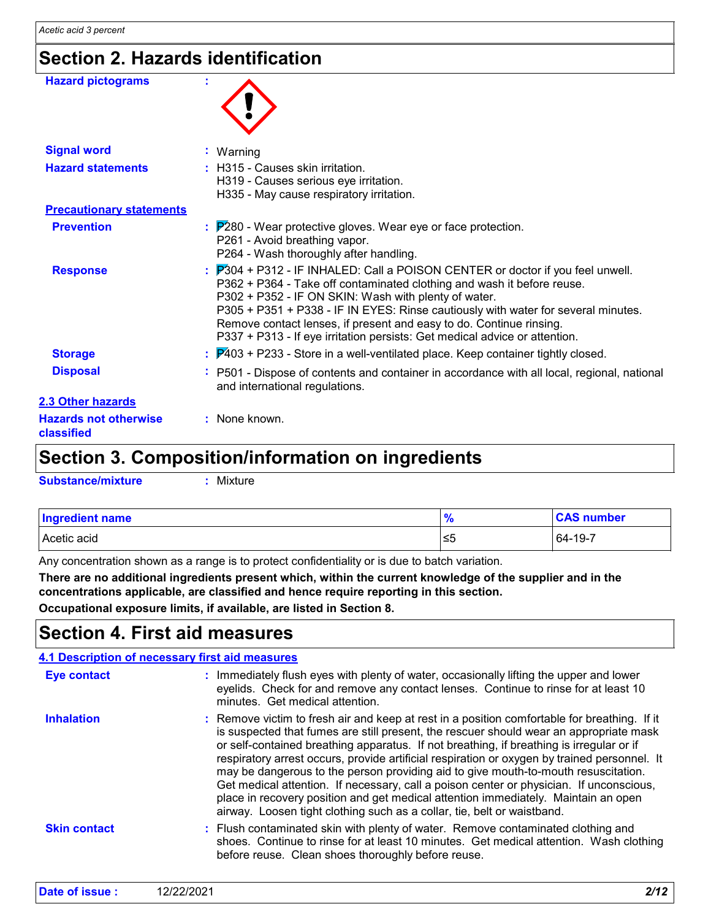# Section 2. Hazards identification

**Hazard pictograms** :

**Signal word** : Warning

**Hazard statements** : H315 - Causes skin irritation.
H319 - Causes serious eye irritation.
H335 - May cause respiratory irritation.

**Precautionary statements**

**Prevention** : P280 - Wear protective gloves. Wear eye or face protection.
P261 - Avoid breathing vapor.
P264 - Wash thoroughly after handling.

**Response** : P304 + P312 - IF INHALED: Call a POISON CENTER or doctor if you feel unwell.
P362 + P364 - Take off contaminated clothing and wash it before reuse.
P302 + P352 - IF ON SKIN: Wash with plenty of water.
P305 + P351 + P338 - IF IN EYES: Rinse cautiously with water for several minutes. Remove contact lenses, if present and easy to do. Continue rinsing.
P337 + P313 - If eye irritation persists: Get medical advice or attention.

**Storage** : P403 + P233 - Store in a well-ventilated place. Keep container tightly closed.

**Disposal** : P501 - Dispose of contents and container in accordance with all local, regional, national and international regulations.

**2.3 Other hazards**

**Hazards not otherwise classified** : None known.

# Section 3. Composition/information on ingredients

**Substance/mixture** : Mixture

| Ingredient name | % | CAS number |
|---|---|---|
| Acetic acid | ≤5 | 64-19-7 |

Any concentration shown as a range is to protect confidentiality or is due to batch variation.

**There are no additional ingredients present which, within the current knowledge of the supplier and in the concentrations applicable, are classified and hence require reporting in this section.**

**Occupational exposure limits, if available, are listed in Section 8.**

# Section 4. First aid measures

**4.1 Description of necessary first aid measures**

**Eye contact** : Immediately flush eyes with plenty of water, occasionally lifting the upper and lower eyelids. Check for and remove any contact lenses. Continue to rinse for at least 10 minutes. Get medical attention.

**Inhalation** : Remove victim to fresh air and keep at rest in a position comfortable for breathing. If it is suspected that fumes are still present, the rescuer should wear an appropriate mask or self-contained breathing apparatus. If not breathing, if breathing is irregular or if respiratory arrest occurs, provide artificial respiration or oxygen by trained personnel. It may be dangerous to the person providing aid to give mouth-to-mouth resuscitation. Get medical attention. If necessary, call a poison center or physician. If unconscious, place in recovery position and get medical attention immediately. Maintain an open airway. Loosen tight clothing such as a collar, tie, belt or waistband.

**Skin contact** : Flush contaminated skin with plenty of water. Remove contaminated clothing and shoes. Continue to rinse for at least 10 minutes. Get medical attention. Wash clothing before reuse. Clean shoes thoroughly before reuse.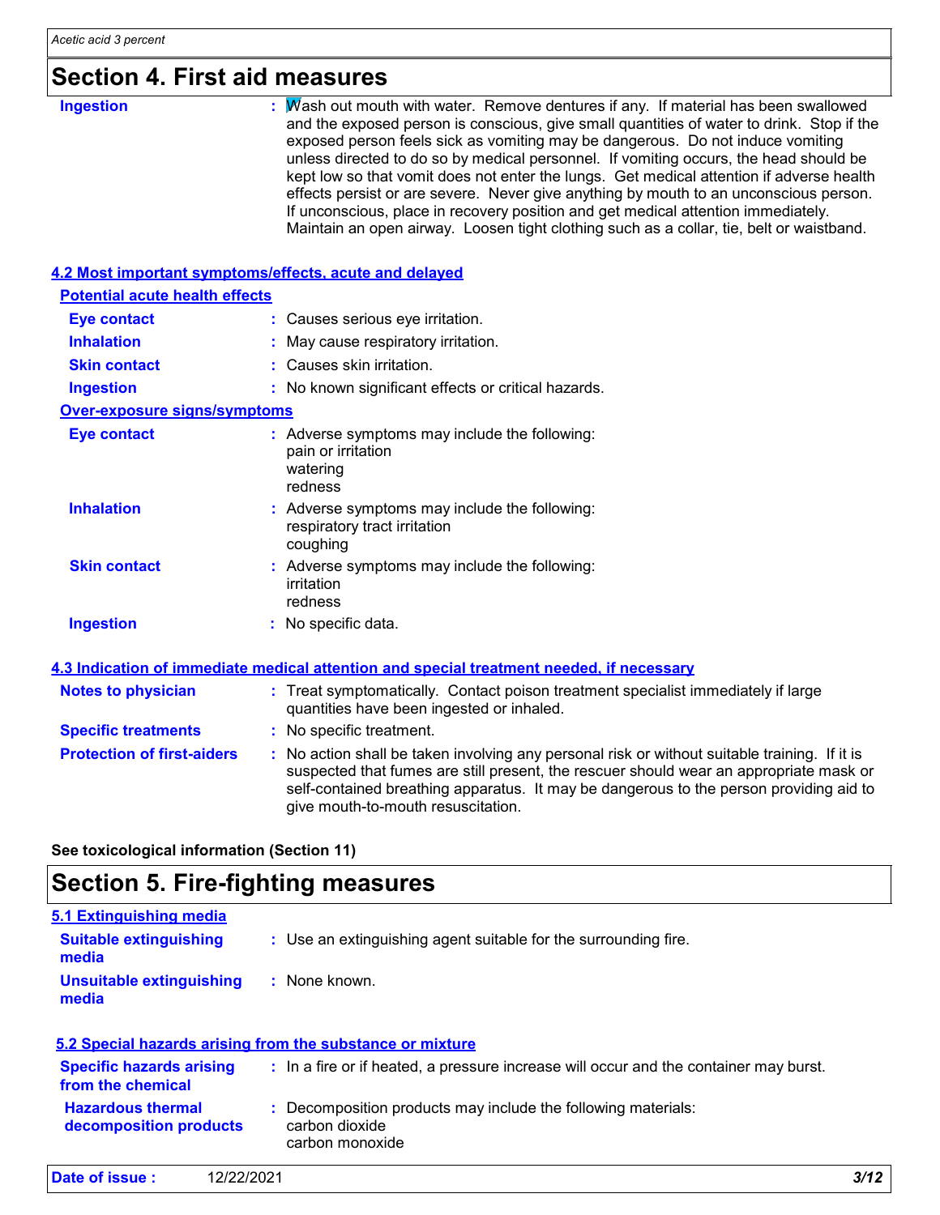# Section 4. First aid measures

**Ingestion** : Wash out mouth with water. Remove dentures if any. If material has been swallowed and the exposed person is conscious, give small quantities of water to drink. Stop if the exposed person feels sick as vomiting may be dangerous. Do not induce vomiting unless directed to do so by medical personnel. If vomiting occurs, the head should be kept low so that vomit does not enter the lungs. Get medical attention if adverse health effects persist or are severe. Never give anything by mouth to an unconscious person. If unconscious, place in recovery position and get medical attention immediately. Maintain an open airway. Loosen tight clothing such as a collar, tie, belt or waistband.

## 4.2 Most important symptoms/effects, acute and delayed

### Potential acute health effects

**Eye contact** : Causes serious eye irritation.

**Inhalation** : May cause respiratory irritation.

**Skin contact** : Causes skin irritation.

**Ingestion** : No known significant effects or critical hazards.

### Over-exposure signs/symptoms

**Eye contact** : Adverse symptoms may include the following:
pain or irritation
watering
redness

**Inhalation** : Adverse symptoms may include the following:
respiratory tract irritation
coughing

**Skin contact** : Adverse symptoms may include the following:
irritation
redness

**Ingestion** : No specific data.

## 4.3 Indication of immediate medical attention and special treatment needed, if necessary

**Notes to physician** : Treat symptomatically. Contact poison treatment specialist immediately if large quantities have been ingested or inhaled.

**Specific treatments** : No specific treatment.

**Protection of first-aiders** : No action shall be taken involving any personal risk or without suitable training. If it is suspected that fumes are still present, the rescuer should wear an appropriate mask or self-contained breathing apparatus. It may be dangerous to the person providing aid to give mouth-to-mouth resuscitation.

**See toxicological information (Section 11)**

# Section 5. Fire-fighting measures

## 5.1 Extinguishing media

**Suitable extinguishing media** : Use an extinguishing agent suitable for the surrounding fire.

**Unsuitable extinguishing media** : None known.

## 5.2 Special hazards arising from the substance or mixture

**Specific hazards arising from the chemical** : In a fire or if heated, a pressure increase will occur and the container may burst.

**Hazardous thermal decomposition products** : Decomposition products may include the following materials:
carbon dioxide
carbon monoxide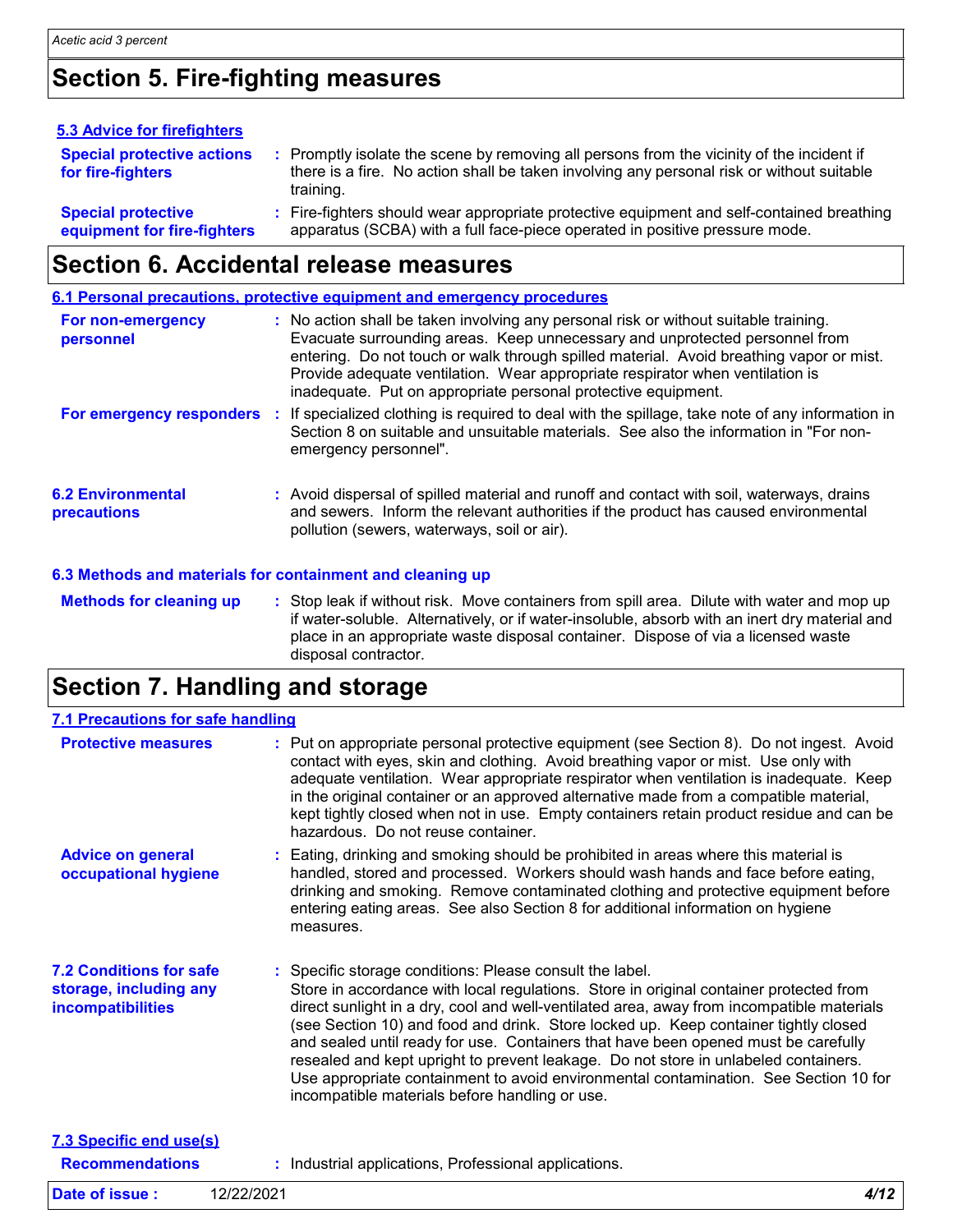# Section 5. Fire-fighting measures

### 5.3 Advice for firefighters

**Special protective actions for fire-fighters** : Promptly isolate the scene by removing all persons from the vicinity of the incident if there is a fire. No action shall be taken involving any personal risk or without suitable training.

**Special protective equipment for fire-fighters** : Fire-fighters should wear appropriate protective equipment and self-contained breathing apparatus (SCBA) with a full face-piece operated in positive pressure mode.

# Section 6. Accidental release measures

### 6.1 Personal precautions, protective equipment and emergency procedures

**For non-emergency personnel** : No action shall be taken involving any personal risk or without suitable training. Evacuate surrounding areas. Keep unnecessary and unprotected personnel from entering. Do not touch or walk through spilled material. Avoid breathing vapor or mist. Provide adequate ventilation. Wear appropriate respirator when ventilation is inadequate. Put on appropriate personal protective equipment.

**For emergency responders** : If specialized clothing is required to deal with the spillage, take note of any information in Section 8 on suitable and unsuitable materials. See also the information in "For non-emergency personnel".

**6.2 Environmental precautions** : Avoid dispersal of spilled material and runoff and contact with soil, waterways, drains and sewers. Inform the relevant authorities if the product has caused environmental pollution (sewers, waterways, soil or air).

### 6.3 Methods and materials for containment and cleaning up

**Methods for cleaning up** : Stop leak if without risk. Move containers from spill area. Dilute with water and mop up if water-soluble. Alternatively, or if water-insoluble, absorb with an inert dry material and place in an appropriate waste disposal container. Dispose of via a licensed waste disposal contractor.

# Section 7. Handling and storage

### 7.1 Precautions for safe handling

**Protective measures** : Put on appropriate personal protective equipment (see Section 8). Do not ingest. Avoid contact with eyes, skin and clothing. Avoid breathing vapor or mist. Use only with adequate ventilation. Wear appropriate respirator when ventilation is inadequate. Keep in the original container or an approved alternative made from a compatible material, kept tightly closed when not in use. Empty containers retain product residue and can be hazardous. Do not reuse container.

**Advice on general occupational hygiene** : Eating, drinking and smoking should be prohibited in areas where this material is handled, stored and processed. Workers should wash hands and face before eating, drinking and smoking. Remove contaminated clothing and protective equipment before entering eating areas. See also Section 8 for additional information on hygiene measures.

**7.2 Conditions for safe storage, including any incompatibilities** : Specific storage conditions: Please consult the label.
Store in accordance with local regulations. Store in original container protected from direct sunlight in a dry, cool and well-ventilated area, away from incompatible materials (see Section 10) and food and drink. Store locked up. Keep container tightly closed and sealed until ready for use. Containers that have been opened must be carefully resealed and kept upright to prevent leakage. Do not store in unlabeled containers. Use appropriate containment to avoid environmental contamination. See Section 10 for incompatible materials before handling or use.

### 7.3 Specific end use(s)

**Recommendations** : Industrial applications, Professional applications.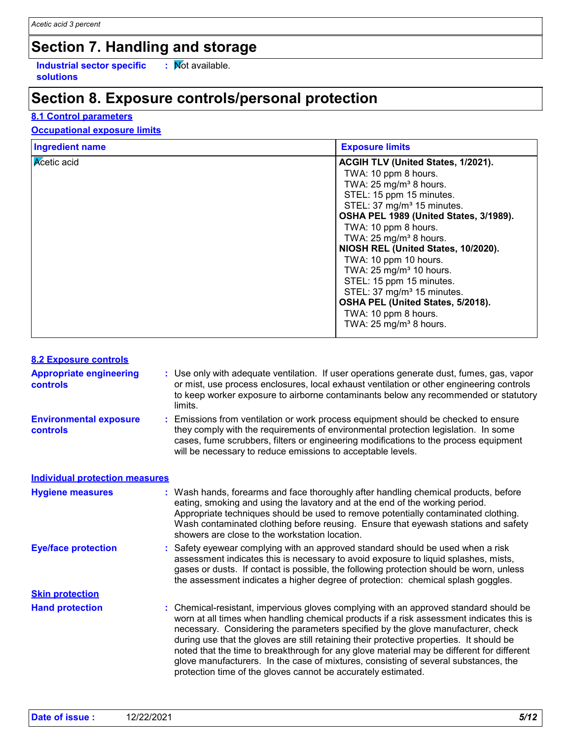## Section 7. Handling and storage

**Industrial sector specific solutions** : Not available.

## Section 8. Exposure controls/personal protection

### 8.1 Control parameters

**Occupational exposure limits**

| Ingredient name | Exposure limits |
| --- | --- |
| Acetic acid | **ACGIH TLV (United States, 1/2021).**<br>TWA: 10 ppm 8 hours.<br>TWA: 25 mg/m³ 8 hours.<br>STEL: 15 ppm 15 minutes.<br>STEL: 37 mg/m³ 15 minutes.<br>**OSHA PEL 1989 (United States, 3/1989).**<br>TWA: 10 ppm 8 hours.<br>TWA: 25 mg/m³ 8 hours.<br>**NIOSH REL (United States, 10/2020).**<br>TWA: 10 ppm 10 hours.<br>TWA: 25 mg/m³ 10 hours.<br>STEL: 15 ppm 15 minutes.<br>STEL: 37 mg/m³ 15 minutes.<br>**OSHA PEL (United States, 5/2018).**<br>TWA: 10 ppm 8 hours.<br>TWA: 25 mg/m³ 8 hours. |

### 8.2 Exposure controls

**Appropriate engineering controls** : Use only with adequate ventilation. If user operations generate dust, fumes, gas, vapor or mist, use process enclosures, local exhaust ventilation or other engineering controls to keep worker exposure to airborne contaminants below any recommended or statutory limits.

**Environmental exposure controls** : Emissions from ventilation or work process equipment should be checked to ensure they comply with the requirements of environmental protection legislation. In some cases, fume scrubbers, filters or engineering modifications to the process equipment will be necessary to reduce emissions to acceptable levels.

**Individual protection measures**

**Hygiene measures** : Wash hands, forearms and face thoroughly after handling chemical products, before eating, smoking and using the lavatory and at the end of the working period. Appropriate techniques should be used to remove potentially contaminated clothing. Wash contaminated clothing before reusing. Ensure that eyewash stations and safety showers are close to the workstation location.

**Eye/face protection** : Safety eyewear complying with an approved standard should be used when a risk assessment indicates this is necessary to avoid exposure to liquid splashes, mists, gases or dusts. If contact is possible, the following protection should be worn, unless the assessment indicates a higher degree of protection: chemical splash goggles.

**Skin protection**

**Hand protection** : Chemical-resistant, impervious gloves complying with an approved standard should be worn at all times when handling chemical products if a risk assessment indicates this is necessary. Considering the parameters specified by the glove manufacturer, check during use that the gloves are still retaining their protective properties. It should be noted that the time to breakthrough for any glove material may be different for different glove manufacturers. In the case of mixtures, consisting of several substances, the protection time of the gloves cannot be accurately estimated.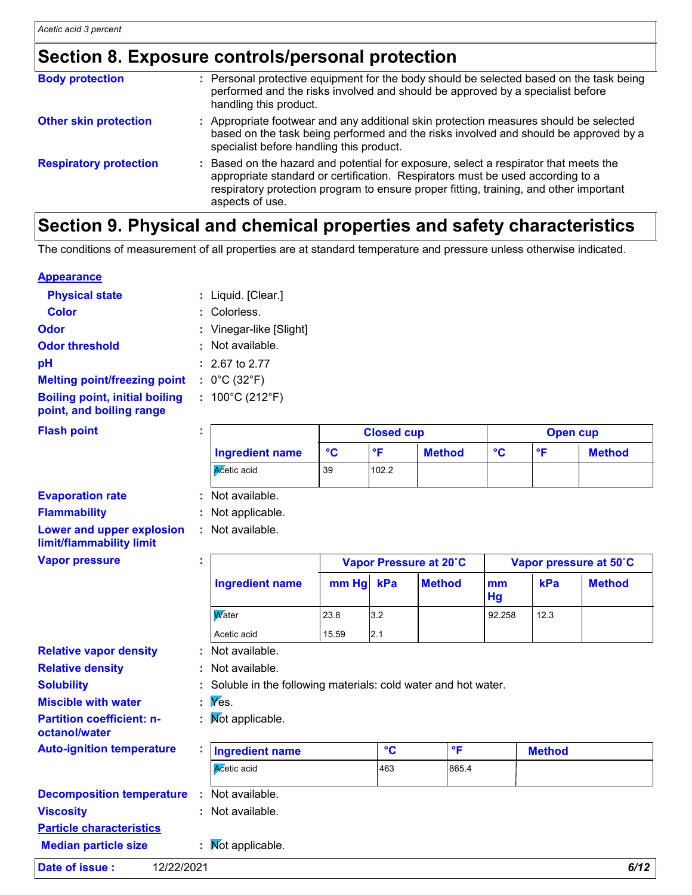## Section 8. Exposure controls/personal protection

**Body protection** : Personal protective equipment for the body should be selected based on the task being performed and the risks involved and should be approved by a specialist before handling this product.

**Other skin protection** : Appropriate footwear and any additional skin protection measures should be selected based on the task being performed and the risks involved and should be approved by a specialist before handling this product.

**Respiratory protection** : Based on the hazard and potential for exposure, select a respirator that meets the appropriate standard or certification. Respirators must be used according to a respiratory protection program to ensure proper fitting, training, and other important aspects of use.

## Section 9. Physical and chemical properties and safety characteristics

The conditions of measurement of all properties are at standard temperature and pressure unless otherwise indicated.

**Appearance**

**Physical state** : Liquid. [Clear.]

**Color** : Colorless.

**Odor** : Vinegar-like [Slight]

**Odor threshold** : Not available.

**pH** : 2.67 to 2.77

**Melting point/freezing point** : 0°C (32°F)

**Boiling point, initial boiling point, and boiling range** : 100°C (212°F)

**Flash point** :

| Ingredient name | Closed cup | | | Open cup | | |
|---|---|---|---|---|---|---|
| | °C | °F | Method | °C | °F | Method |
| Acetic acid | 39 | 102.2 | | | | |

**Evaporation rate** : Not available.

**Flammability** : Not applicable.

**Lower and upper explosion limit/flammability limit** : Not available.

**Vapor pressure** :

| Ingredient name | Vapor Pressure at 20˚C | | | Vapor pressure at 50˚C | | |
|---|---|---|---|---|---|---|
| | mm Hg | kPa | Method | mm Hg | kPa | Method |
| Water | 23.8 | 3.2 | | 92.258 | 12.3 | |
| Acetic acid | 15.59 | 2.1 | | | | |

**Relative vapor density** : Not available.

**Relative density** : Not available.

**Solubility** : Soluble in the following materials: cold water and hot water.

**Miscible with water** : Yes.

**Partition coefficient: n-octanol/water** : Not applicable.

**Auto-ignition temperature** :

| Ingredient name | °C | °F | Method |
|---|---|---|---|
| Acetic acid | 463 | 865.4 | |

**Decomposition temperature** : Not available.

**Viscosity** : Not available.

**Particle characteristics**

**Median particle size** : Not applicable.

**Date of issue :** 12/22/2021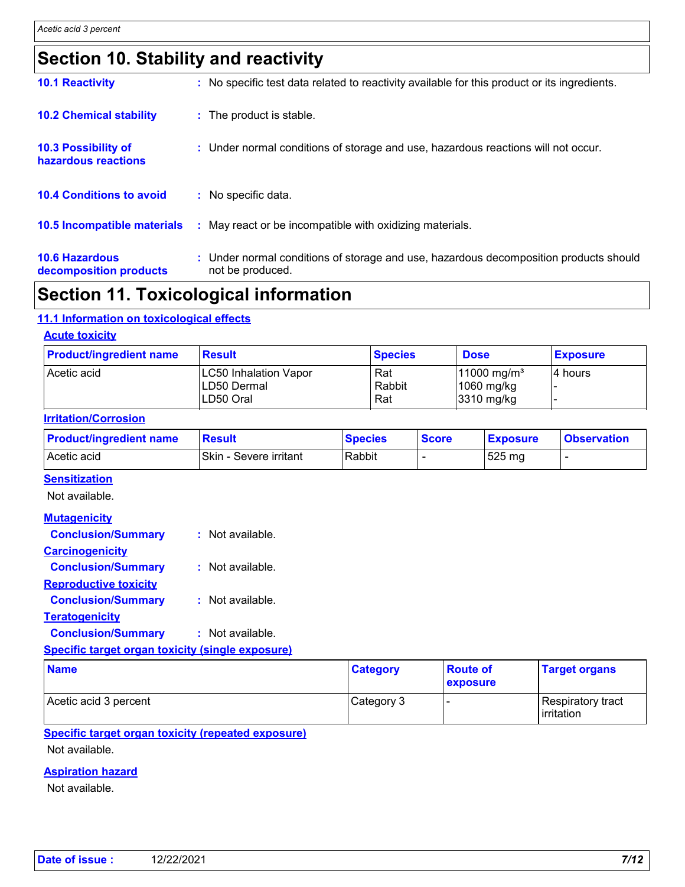# Section 10. Stability and reactivity

**10.1 Reactivity** : No specific test data related to reactivity available for this product or its ingredients.

**10.2 Chemical stability** : The product is stable.

**10.3 Possibility of hazardous reactions** : Under normal conditions of storage and use, hazardous reactions will not occur.

**10.4 Conditions to avoid** : No specific data.

**10.5 Incompatible materials** : May react or be incompatible with oxidizing materials.

**10.6 Hazardous decomposition products** : Under normal conditions of storage and use, hazardous decomposition products should not be produced.

# Section 11. Toxicological information

## 11.1 Information on toxicological effects

### Acute toxicity

| Product/ingredient name | Result | Species | Dose | Exposure |
|---|---|---|---|---|
| Acetic acid | LC50 Inhalation Vapor | Rat | 11000 mg/m³ | 4 hours |
| | LD50 Dermal | Rabbit | 1060 mg/kg | - |
| | LD50 Oral | Rat | 3310 mg/kg | - |

### Irritation/Corrosion

| Product/ingredient name | Result | Species | Score | Exposure | Observation |
|---|---|---|---|---|---|
| Acetic acid | Skin - Severe irritant | Rabbit | - | 525 mg | - |

### Sensitization

Not available.

### Mutagenicity

**Conclusion/Summary** : Not available.

### Carcinogenicity

**Conclusion/Summary** : Not available.

### Reproductive toxicity

**Conclusion/Summary** : Not available.

### Teratogenicity

**Conclusion/Summary** : Not available.

### Specific target organ toxicity (single exposure)

| Name | Category | Route of exposure | Target organs |
|---|---|---|---|
| Acetic acid 3 percent | Category 3 | - | Respiratory tract irritation |

### Specific target organ toxicity (repeated exposure)

Not available.

### Aspiration hazard

Not available.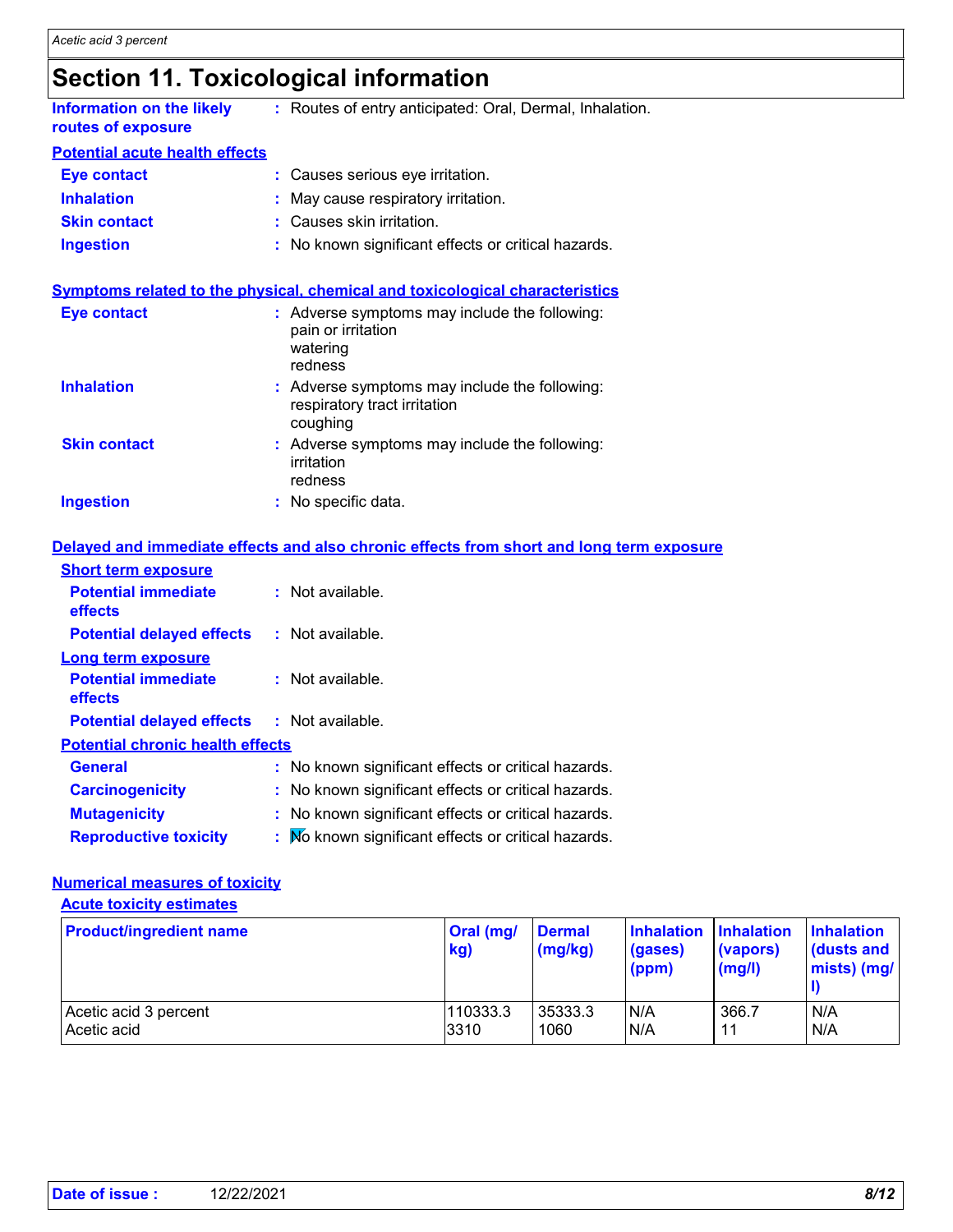# Section 11. Toxicological information

**Information on the likely routes of exposure** : Routes of entry anticipated: Oral, Dermal, Inhalation.

**Potential acute health effects**

**Eye contact** : Causes serious eye irritation.

**Inhalation** : May cause respiratory irritation.

**Skin contact** : Causes skin irritation.

**Ingestion** : No known significant effects or critical hazards.

**Symptoms related to the physical, chemical and toxicological characteristics**

**Eye contact** : Adverse symptoms may include the following:
pain or irritation
watering
redness

**Inhalation** : Adverse symptoms may include the following:
respiratory tract irritation
coughing

**Skin contact** : Adverse symptoms may include the following:
irritation
redness

**Ingestion** : No specific data.

**Delayed and immediate effects and also chronic effects from short and long term exposure**

**Short term exposure**

**Potential immediate effects** : Not available.

**Potential delayed effects** : Not available.

**Long term exposure**

**Potential immediate effects** : Not available.

**Potential delayed effects** : Not available.

**Potential chronic health effects**

**General** : No known significant effects or critical hazards.

**Carcinogenicity** : No known significant effects or critical hazards.

**Mutagenicity** : No known significant effects or critical hazards.

**Reproductive toxicity** : No known significant effects or critical hazards.

**Numerical measures of toxicity**

**Acute toxicity estimates**

| Product/ingredient name | Oral (mg/kg) | Dermal (mg/kg) | Inhalation (gases) (ppm) | Inhalation (vapors) (mg/l) | Inhalation (dusts and mists) (mg/l) |
|---|---|---|---|---|---|
| Acetic acid 3 percent | 110333.3 | 35333.3 | N/A | 366.7 | N/A |
| Acetic acid | 3310 | 1060 | N/A | 11 | N/A |

**Date of issue :** 12/22/2021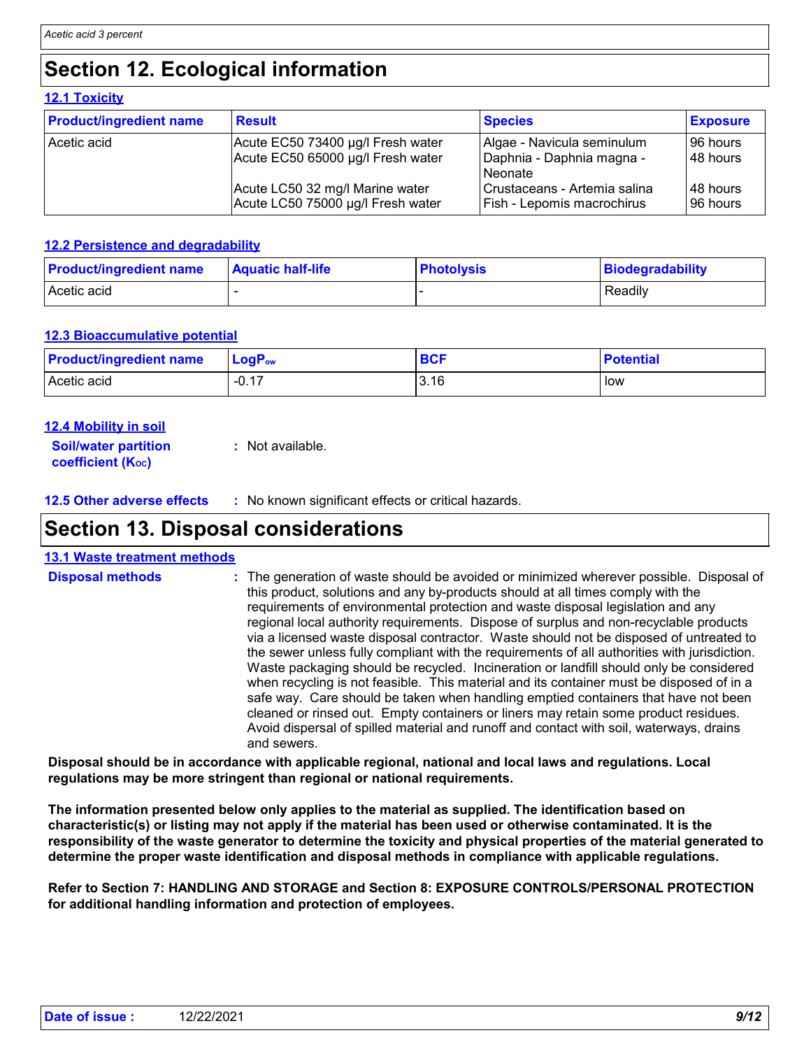# Section 12. Ecological information

### 12.1 Toxicity

| Product/ingredient name | Result | Species | Exposure |
|---|---|---|---|
| Acetic acid | Acute EC50 73400 µg/l Fresh water | Algae - Navicula seminulum | 96 hours |
| | Acute EC50 65000 µg/l Fresh water | Daphnia - Daphnia magna - Neonate | 48 hours |
| | Acute LC50 32 mg/l Marine water | Crustaceans - Artemia salina | 48 hours |
| | Acute LC50 75000 µg/l Fresh water | Fish - Lepomis macrochirus | 96 hours |

### 12.2 Persistence and degradability

| Product/ingredient name | Aquatic half-life | Photolysis | Biodegradability |
|---|---|---|---|
| Acetic acid | - | - | Readily |

### 12.3 Bioaccumulative potential

| Product/ingredient name | $LogP_{ow}$ | BCF | Potential |
|---|---|---|---|
| Acetic acid | -0.17 | 3.16 | low |

### 12.4 Mobility in soil

**Soil/water partition coefficient ($K_{OC}$)** : Not available.

**12.5 Other adverse effects** : No known significant effects or critical hazards.

# Section 13. Disposal considerations

### 13.1 Waste treatment methods

**Disposal methods** : The generation of waste should be avoided or minimized wherever possible. Disposal of this product, solutions and any by-products should at all times comply with the requirements of environmental protection and waste disposal legislation and any regional local authority requirements. Dispose of surplus and non-recyclable products via a licensed waste disposal contractor. Waste should not be disposed of untreated to the sewer unless fully compliant with the requirements of all authorities with jurisdiction. Waste packaging should be recycled. Incineration or landfill should only be considered when recycling is not feasible. This material and its container must be disposed of in a safe way. Care should be taken when handling emptied containers that have not been cleaned or rinsed out. Empty containers or liners may retain some product residues. Avoid dispersal of spilled material and runoff and contact with soil, waterways, drains and sewers.

**Disposal should be in accordance with applicable regional, national and local laws and regulations. Local regulations may be more stringent than regional or national requirements.**

**The information presented below only applies to the material as supplied. The identification based on characteristic(s) or listing may not apply if the material has been used or otherwise contaminated. It is the responsibility of the waste generator to determine the toxicity and physical properties of the material generated to determine the proper waste identification and disposal methods in compliance with applicable regulations.**

**Refer to Section 7: HANDLING AND STORAGE and Section 8: EXPOSURE CONTROLS/PERSONAL PROTECTION for additional handling information and protection of employees.**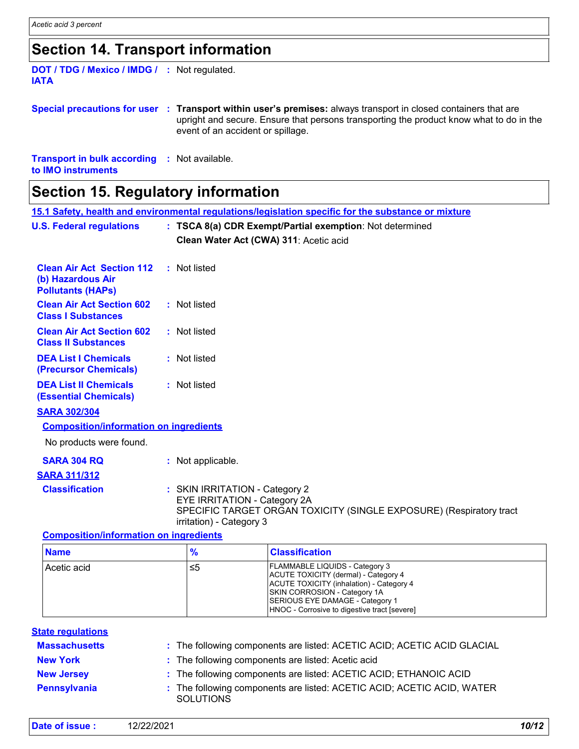## Section 14. Transport information

**DOT / TDG / Mexico / IMDG / IATA** : Not regulated.

**Special precautions for user** : **Transport within user's premises:** always transport in closed containers that are upright and secure. Ensure that persons transporting the product know what to do in the event of an accident or spillage.

**Transport in bulk according to IMO instruments** : Not available.

## Section 15. Regulatory information

**15.1 Safety, health and environmental regulations/legislation specific for the substance or mixture**

**U.S. Federal regulations** : **TSCA 8(a) CDR Exempt/Partial exemption**: Not determined

**Clean Water Act (CWA) 311**: Acetic acid

**Clean Air Act Section 112 (b) Hazardous Air Pollutants (HAPs)** : Not listed

**Clean Air Act Section 602 Class I Substances** : Not listed

**Clean Air Act Section 602 Class II Substances** : Not listed

**DEA List I Chemicals (Precursor Chemicals)** : Not listed

**DEA List II Chemicals (Essential Chemicals)** : Not listed

**SARA 302/304**

**Composition/information on ingredients**

No products were found.

**SARA 304 RQ** : Not applicable.

**SARA 311/312**

**Classification** : SKIN IRRITATION - Category 2
EYE IRRITATION - Category 2A
SPECIFIC TARGET ORGAN TOXICITY (SINGLE EXPOSURE) (Respiratory tract irritation) - Category 3

**Composition/information on ingredients**

| Name | % | Classification |
|---|---|---|
| Acetic acid | ≤5 | FLAMMABLE LIQUIDS - Category 3<br>ACUTE TOXICITY (dermal) - Category 4<br>ACUTE TOXICITY (inhalation) - Category 4<br>SKIN CORROSION - Category 1A<br>SERIOUS EYE DAMAGE - Category 1<br>HNOC - Corrosive to digestive tract [severe] |

**State regulations**

**Massachusetts** : The following components are listed: ACETIC ACID; ACETIC ACID GLACIAL

**New York** : The following components are listed: Acetic acid

**New Jersey** : The following components are listed: ACETIC ACID; ETHANOIC ACID

**Pennsylvania** : The following components are listed: ACETIC ACID; ACETIC ACID, WATER SOLUTIONS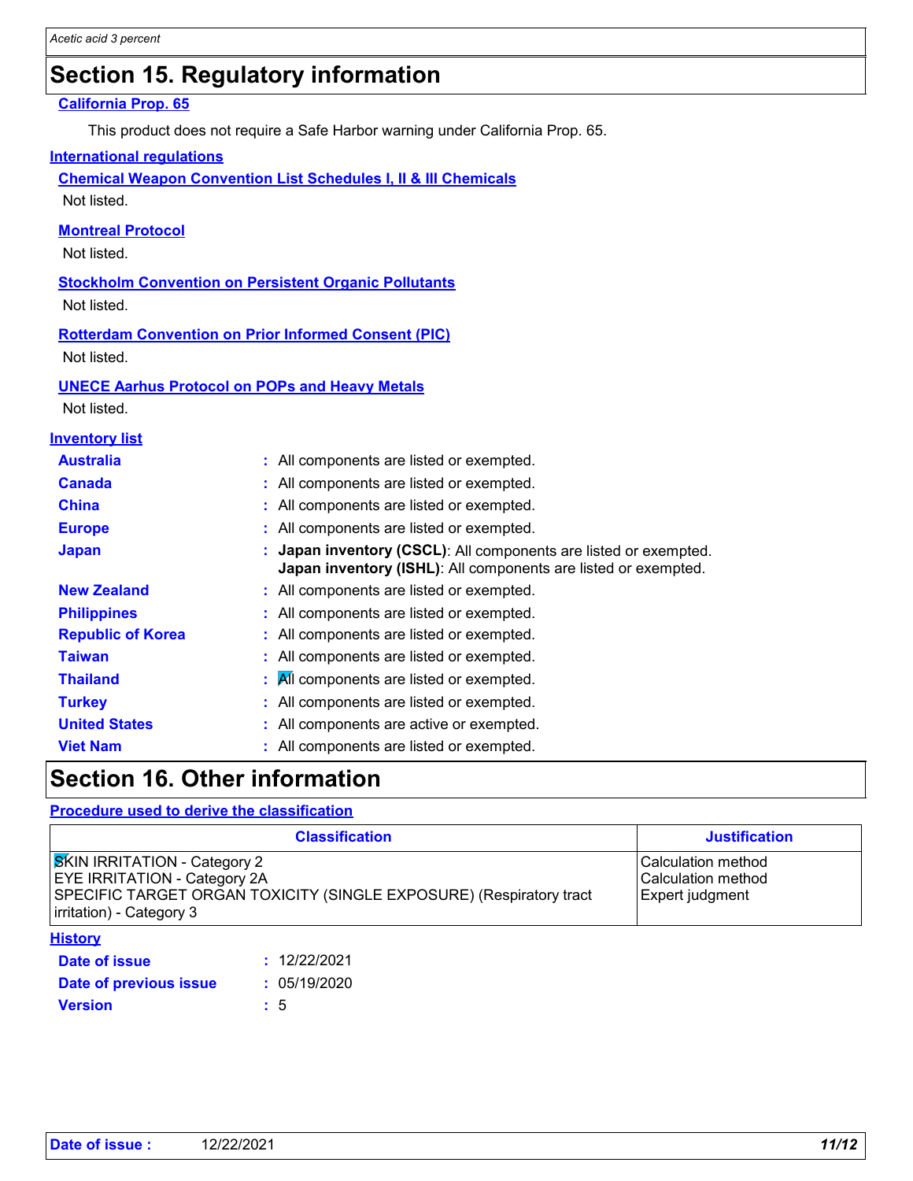## Section 15. Regulatory information

**California Prop. 65**

This product does not require a Safe Harbor warning under California Prop. 65.

**International regulations**

**Chemical Weapon Convention List Schedules I, II & III Chemicals**

Not listed.

**Montreal Protocol**

Not listed.

**Stockholm Convention on Persistent Organic Pollutants**

Not listed.

**Rotterdam Convention on Prior Informed Consent (PIC)**

Not listed.

**UNECE Aarhus Protocol on POPs and Heavy Metals**

Not listed.

**Inventory list**

| | |
|---|---|
| **Australia** | : All components are listed or exempted. |
| **Canada** | : All components are listed or exempted. |
| **China** | : All components are listed or exempted. |
| **Europe** | : All components are listed or exempted. |
| **Japan** | : **Japan inventory (CSCL)**: All components are listed or exempted. **Japan inventory (ISHL)**: All components are listed or exempted. |
| **New Zealand** | : All components are listed or exempted. |
| **Philippines** | : All components are listed or exempted. |
| **Republic of Korea** | : All components are listed or exempted. |
| **Taiwan** | : All components are listed or exempted. |
| **Thailand** | : All components are listed or exempted. |
| **Turkey** | : All components are listed or exempted. |
| **United States** | : All components are active or exempted. |
| **Viet Nam** | : All components are listed or exempted. |

## Section 16. Other information

**Procedure used to derive the classification**

| Classification | Justification |
|---|---|
| SKIN IRRITATION - Category 2 | Calculation method |
| EYE IRRITATION - Category 2A | Calculation method |
| SPECIFIC TARGET ORGAN TOXICITY (SINGLE EXPOSURE) (Respiratory tract irritation) - Category 3 | Expert judgment |

**History**

| | |
|---|---|
| **Date of issue** | : 12/22/2021 |
| **Date of previous issue** | : 05/19/2020 |
| **Version** | : 5 |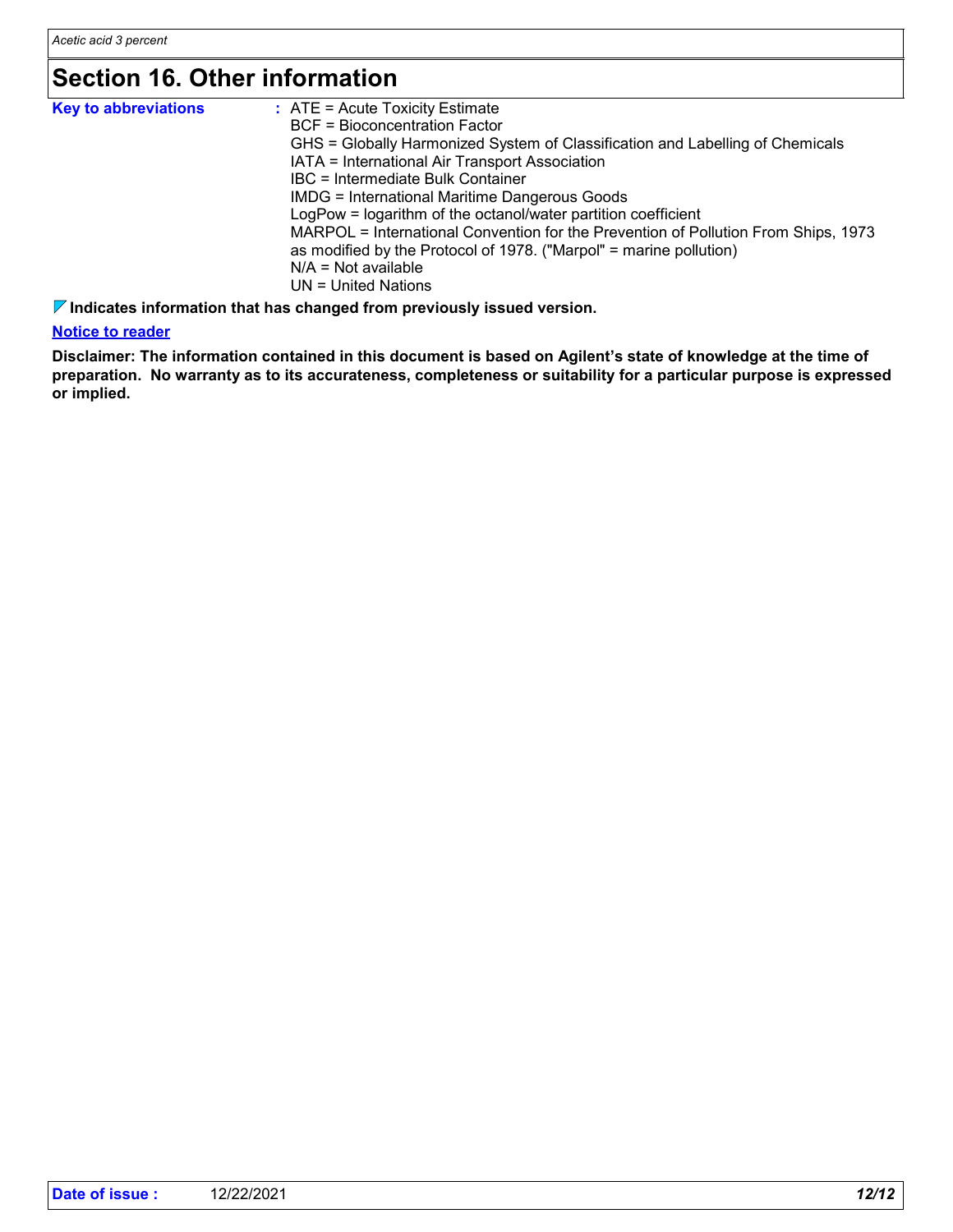## Section 16. Other information

**Key to abbreviations** : ATE = Acute Toxicity Estimate
BCF = Bioconcentration Factor
GHS = Globally Harmonized System of Classification and Labelling of Chemicals
IATA = International Air Transport Association
IBC = Intermediate Bulk Container
IMDG = International Maritime Dangerous Goods
LogPow = logarithm of the octanol/water partition coefficient
MARPOL = International Convention for the Prevention of Pollution From Ships, 1973 as modified by the Protocol of 1978. ("Marpol" = marine pollution)
N/A = Not available
UN = United Nations

**Indicates information that has changed from previously issued version.**

**Notice to reader**

**Disclaimer: The information contained in this document is based on Agilent's state of knowledge at the time of preparation. No warranty as to its accurateness, completeness or suitability for a particular purpose is expressed or implied.**

**Date of issue :** 12/22/2021